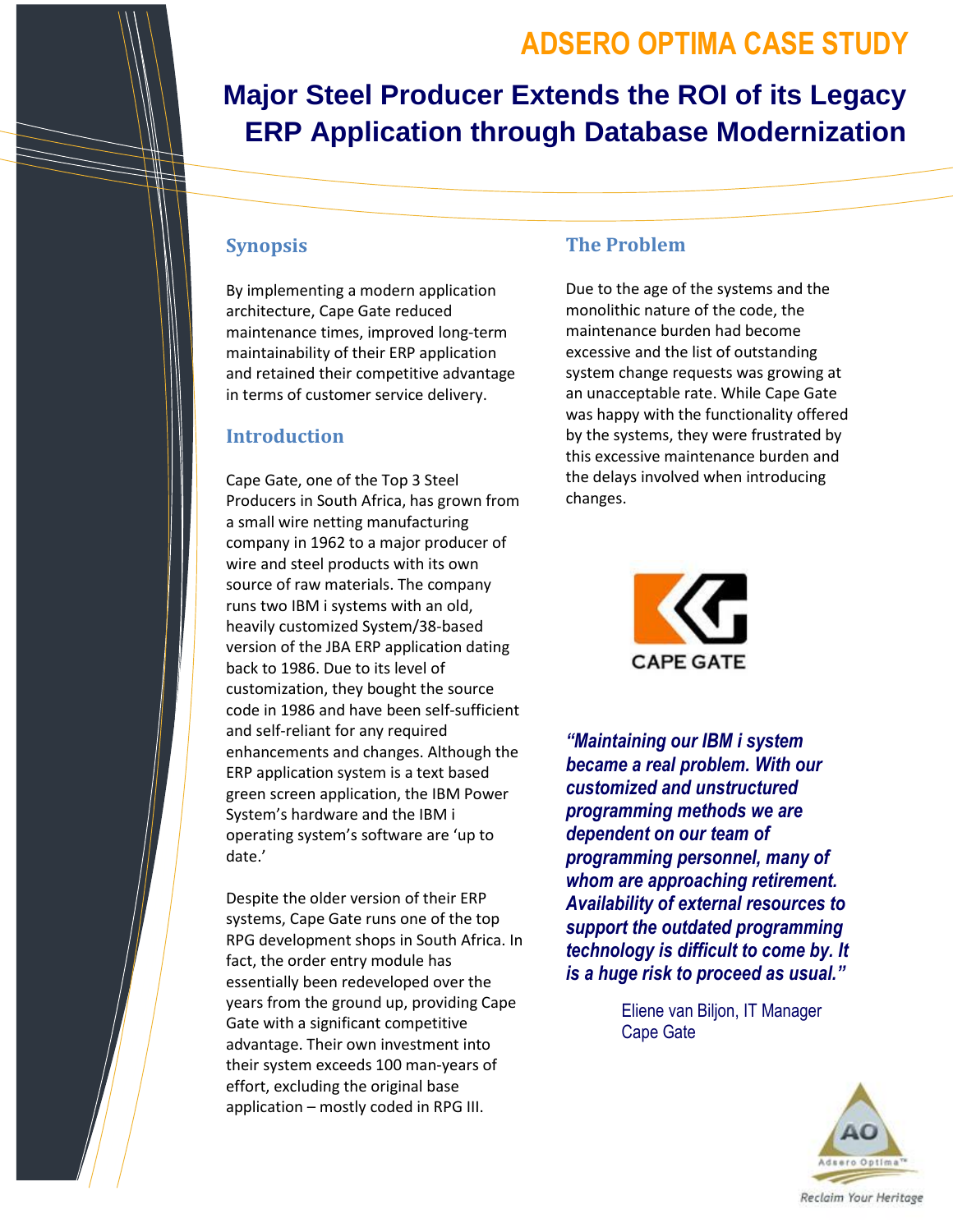# ADSERO OPTIMA CASE STUDY

# Major Steel Producer Extends the ROI of its Legacy ERP Application through Database Modernization

## Synopsis

By implementing a modern application architecture, Cape Gate reduced maintenance times, improved long-term maintainability of their ERP application and retained their competitive advantage in terms of customer service delivery.

## Introduction

Cape Gate, one of the Top 3 Steel Producers in South Africa, has grown from a small wire netting manufacturing company in 1962 to a major producer of wire and steel products with its own source of raw materials. The company runs two IBM i systems with an old, heavily customized System/38-based version of the JBA ERP application dating back to 1986. Due to its level of customization, they bought the source code in 1986 and have been self-sufficient and self-reliant for any required enhancements and changes. Although the ERP application system is a text based green screen application, the IBM Power System's hardware and the IBM i operating system's software are 'up to date.'

Despite the older version of their ERP systems, Cape Gate runs one of the top RPG development shops in South Africa. In fact, the order entry module has essentially been redeveloped over the years from the ground up, providing Cape Gate with a significant competitive advantage. Their own investment into their system exceeds 100 man-years of effort, excluding the original base application – mostly coded in RPG III.

## The Problem

Due to the age of the systems and the monolithic nature of the code, the maintenance burden had become excessive and the list of outstanding system change requests was growing at an unacceptable rate. While Cape Gate was happy with the functionality offered by the systems, they were frustrated by this excessive maintenance burden and the delays involved when introducing changes.

CAPE GATE

***"Maintaining our IBM i system became a real problem. With our customized and unstructured programming methods we are dependent on our team of programming personnel, many of whom are approaching retirement. Availability of external resources to support the outdated programming technology is difficult to come by. It is a huge risk to proceed as usual."***

Eliene van Biljon, IT Manager
Cape Gate

AO Adsero Optima™
Reclaim Your Heritage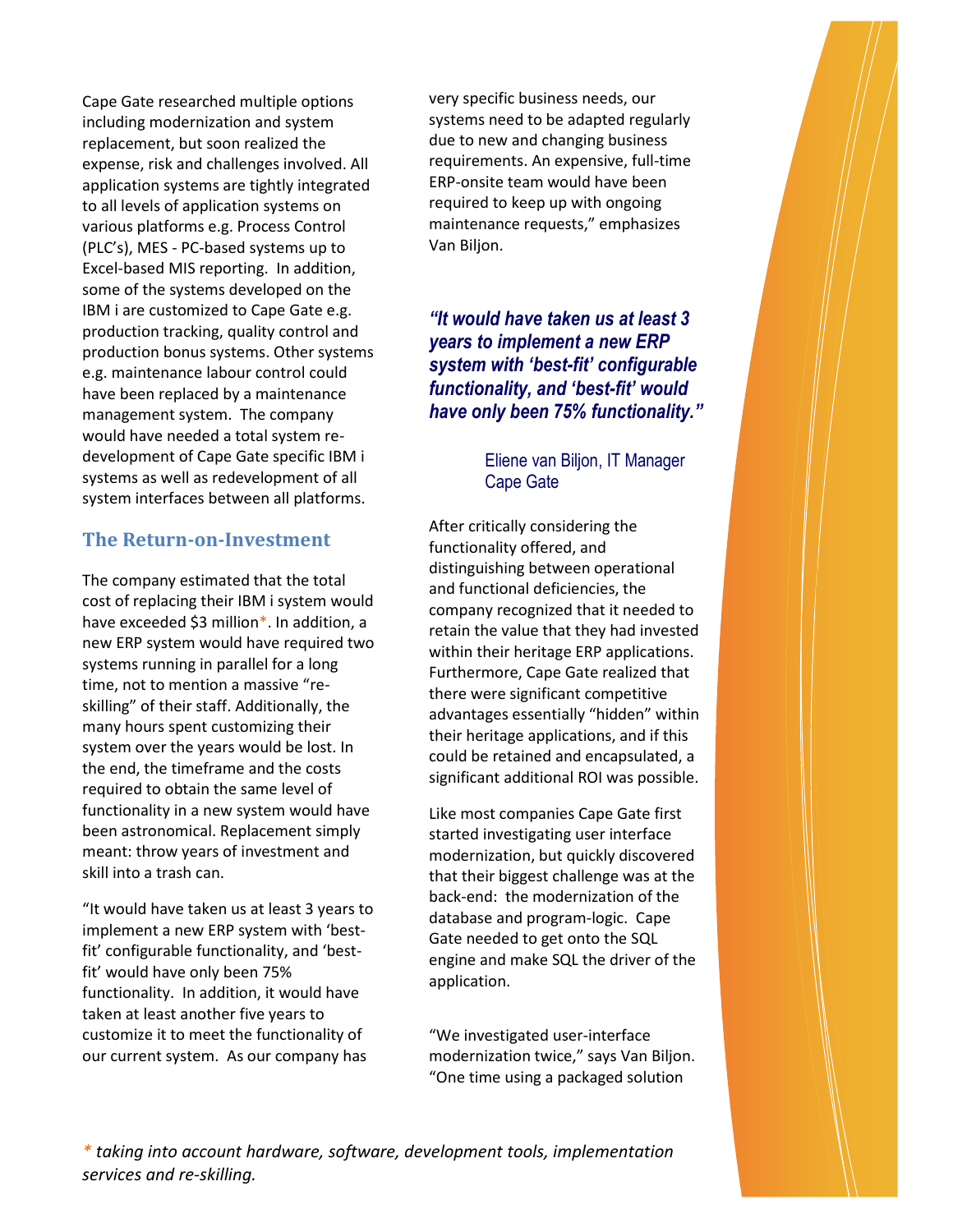Cape Gate researched multiple options including modernization and system replacement, but soon realized the expense, risk and challenges involved. All application systems are tightly integrated to all levels of application systems on various platforms e.g. Process Control (PLC's), MES - PC-based systems up to Excel-based MIS reporting. In addition, some of the systems developed on the IBM i are customized to Cape Gate e.g. production tracking, quality control and production bonus systems. Other systems e.g. maintenance labour control could have been replaced by a maintenance management system. The company would have needed a total system re-development of Cape Gate specific IBM i systems as well as redevelopment of all system interfaces between all platforms.

## The Return-on-Investment

The company estimated that the total cost of replacing their IBM i system would have exceeded $3 million*. In addition, a new ERP system would have required two systems running in parallel for a long time, not to mention a massive "re-skilling" of their staff. Additionally, the many hours spent customizing their system over the years would be lost. In the end, the timeframe and the costs required to obtain the same level of functionality in a new system would have been astronomical. Replacement simply meant: throw years of investment and skill into a trash can.

"It would have taken us at least 3 years to implement a new ERP system with 'best-fit' configurable functionality, and 'best-fit' would have only been 75% functionality. In addition, it would have taken at least another five years to customize it to meet the functionality of our current system. As our company has very specific business needs, our systems need to be adapted regularly due to new and changing business requirements. An expensive, full-time ERP-onsite team would have been required to keep up with ongoing maintenance requests," emphasizes Van Biljon.

> ***"It would have taken us at least 3 years to implement a new ERP system with 'best-fit' configurable functionality, and 'best-fit' would have only been 75% functionality."***
>
> Eliene van Biljon, IT Manager
> Cape Gate

After critically considering the functionality offered, and distinguishing between operational and functional deficiencies, the company recognized that it needed to retain the value that they had invested within their heritage ERP applications. Furthermore, Cape Gate realized that there were significant competitive advantages essentially "hidden" within their heritage applications, and if this could be retained and encapsulated, a significant additional ROI was possible.

Like most companies Cape Gate first started investigating user interface modernization, but quickly discovered that their biggest challenge was at the back-end: the modernization of the database and program-logic. Cape Gate needed to get onto the SQL engine and make SQL the driver of the application.

"We investigated user-interface modernization twice," says Van Biljon. "One time using a packaged solution

*\* taking into account hardware, software, development tools, implementation services and re-skilling.*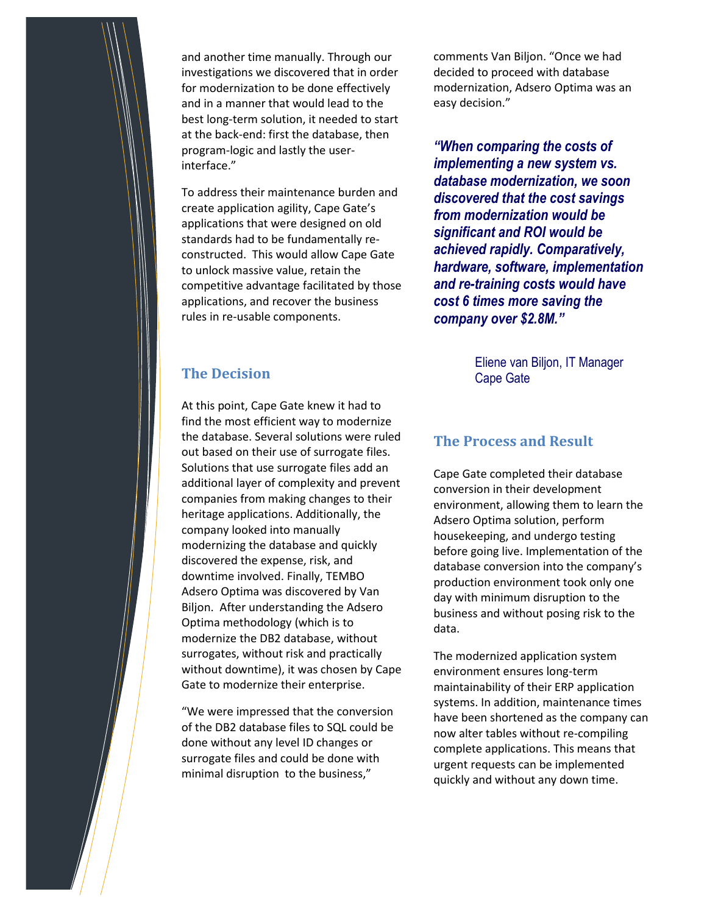and another time manually. Through our investigations we discovered that in order for modernization to be done effectively and in a manner that would lead to the best long-term solution, it needed to start at the back-end: first the database, then program-logic and lastly the user-interface."

To address their maintenance burden and create application agility, Cape Gate's applications that were designed on old standards had to be fundamentally re-constructed. This would allow Cape Gate to unlock massive value, retain the competitive advantage facilitated by those applications, and recover the business rules in re-usable components.

## The Decision

At this point, Cape Gate knew it had to find the most efficient way to modernize the database. Several solutions were ruled out based on their use of surrogate files. Solutions that use surrogate files add an additional layer of complexity and prevent companies from making changes to their heritage applications. Additionally, the company looked into manually modernizing the database and quickly discovered the expense, risk, and downtime involved. Finally, TEMBO Adsero Optima was discovered by Van Biljon. After understanding the Adsero Optima methodology (which is to modernize the DB2 database, without surrogates, without risk and practically without downtime), it was chosen by Cape Gate to modernize their enterprise.

"We were impressed that the conversion of the DB2 database files to SQL could be done without any level ID changes or surrogate files and could be done with minimal disruption to the business," comments Van Biljon. "Once we had decided to proceed with database modernization, Adsero Optima was an easy decision."

***"When comparing the costs of implementing a new system vs. database modernization, we soon discovered that the cost savings from modernization would be significant and ROI would be achieved rapidly. Comparatively, hardware, software, implementation and re-training costs would have cost 6 times more saving the company over $2.8M."***

Eliene van Biljon, IT Manager
Cape Gate

## The Process and Result

Cape Gate completed their database conversion in their development environment, allowing them to learn the Adsero Optima solution, perform housekeeping, and undergo testing before going live. Implementation of the database conversion into the company's production environment took only one day with minimum disruption to the business and without posing risk to the data.

The modernized application system environment ensures long-term maintainability of their ERP application systems. In addition, maintenance times have been shortened as the company can now alter tables without re-compiling complete applications. This means that urgent requests can be implemented quickly and without any down time.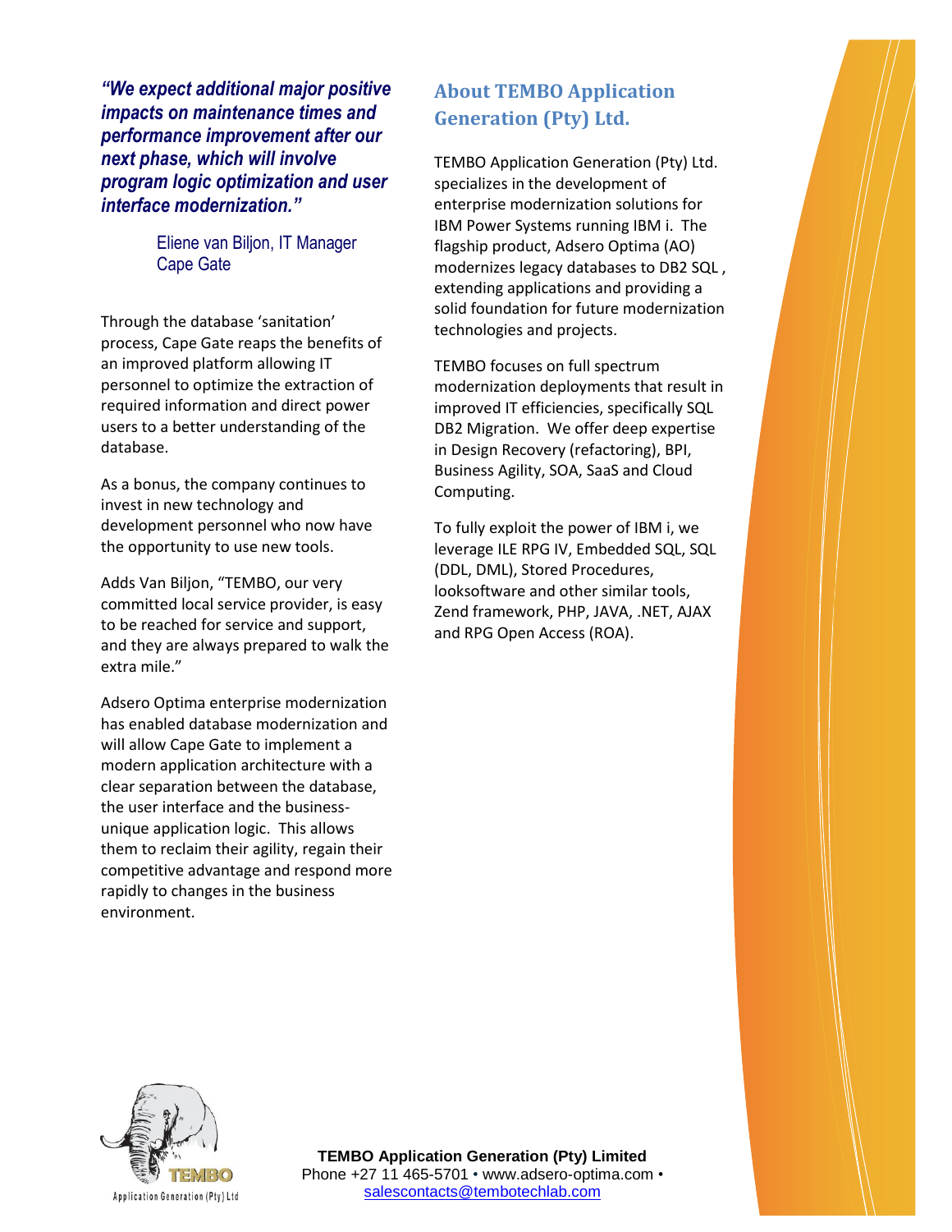***"We expect additional major positive impacts on maintenance times and performance improvement after our next phase, which will involve program logic optimization and user interface modernization."***

Eliene van Biljon, IT Manager
Cape Gate

Through the database 'sanitation' process, Cape Gate reaps the benefits of an improved platform allowing IT personnel to optimize the extraction of required information and direct power users to a better understanding of the database.

As a bonus, the company continues to invest in new technology and development personnel who now have the opportunity to use new tools.

Adds Van Biljon, "TEMBO, our very committed local service provider, is easy to be reached for service and support, and they are always prepared to walk the extra mile."

Adsero Optima enterprise modernization has enabled database modernization and will allow Cape Gate to implement a modern application architecture with a clear separation between the database, the user interface and the business-unique application logic. This allows them to reclaim their agility, regain their competitive advantage and respond more rapidly to changes in the business environment.

## About TEMBO Application Generation (Pty) Ltd.

TEMBO Application Generation (Pty) Ltd. specializes in the development of enterprise modernization solutions for IBM Power Systems running IBM i. The flagship product, Adsero Optima (AO) modernizes legacy databases to DB2 SQL , extending applications and providing a solid foundation for future modernization technologies and projects.

TEMBO focuses on full spectrum modernization deployments that result in improved IT efficiencies, specifically SQL DB2 Migration. We offer deep expertise in Design Recovery (refactoring), BPI, Business Agility, SOA, SaaS and Cloud Computing.

To fully exploit the power of IBM i, we leverage ILE RPG IV, Embedded SQL, SQL (DDL, DML), Stored Procedures, looksoftware and other similar tools, Zend framework, PHP, JAVA, .NET, AJAX and RPG Open Access (ROA).

TEMBO
Application Generation (Pty) Ltd

**TEMBO Application Generation (Pty) Limited**
Phone +27 11 465-5701 • www.adsero-optima.com • salescontacts@tembotechlab.com